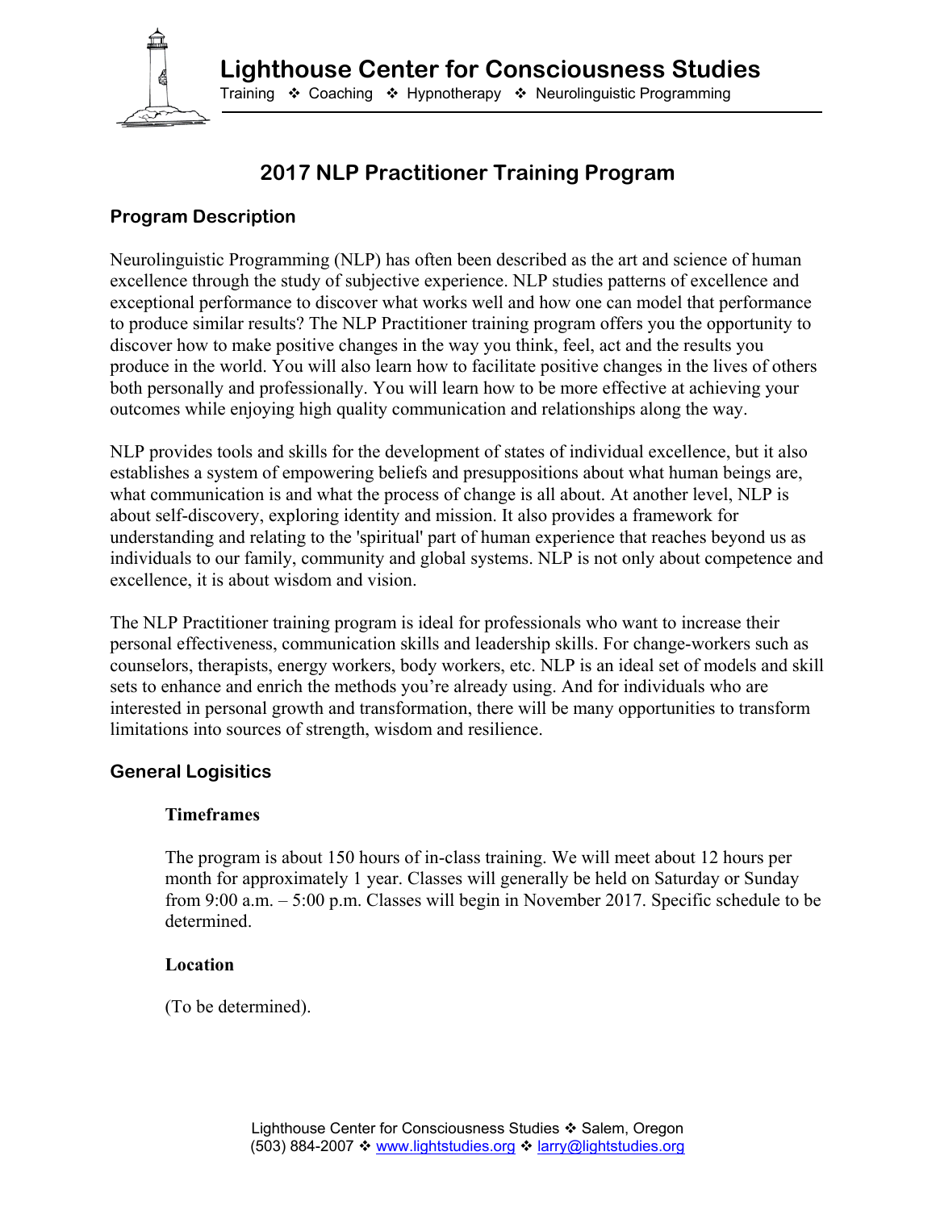# Lighthouse Center for Consciousness Studies

Training ❖ Coaching ❖ Hypnotherapy ❖ Neurolinguistic Programming

## 2017 NLP Practitioner Training Program

### Program Description

Neurolinguistic Programming (NLP) has often been described as the art and science of human excellence through the study of subjective experience. NLP studies patterns of excellence and exceptional performance to discover what works well and how one can model that performance to produce similar results? The NLP Practitioner training program offers you the opportunity to discover how to make positive changes in the way you think, feel, act and the results you produce in the world. You will also learn how to facilitate positive changes in the lives of others both personally and professionally. You will learn how to be more effective at achieving your outcomes while enjoying high quality communication and relationships along the way.

NLP provides tools and skills for the development of states of individual excellence, but it also establishes a system of empowering beliefs and presuppositions about what human beings are, what communication is and what the process of change is all about. At another level, NLP is about self-discovery, exploring identity and mission. It also provides a framework for understanding and relating to the 'spiritual' part of human experience that reaches beyond us as individuals to our family, community and global systems. NLP is not only about competence and excellence, it is about wisdom and vision.

The NLP Practitioner training program is ideal for professionals who want to increase their personal effectiveness, communication skills and leadership skills. For change-workers such as counselors, therapists, energy workers, body workers, etc. NLP is an ideal set of models and skill sets to enhance and enrich the methods you're already using. And for individuals who are interested in personal growth and transformation, there will be many opportunities to transform limitations into sources of strength, wisdom and resilience.

### General Logisitics

#### Timeframes

The program is about 150 hours of in-class training. We will meet about 12 hours per month for approximately 1 year. Classes will generally be held on Saturday or Sunday from 9:00 a.m. – 5:00 p.m. Classes will begin in November 2017. Specific schedule to be determined.

#### Location

(To be determined).

Lighthouse Center for Consciousness Studies ❖ Salem, Oregon
(503) 884-2007 ❖ www.lightstudies.org ❖ larry@lightstudies.org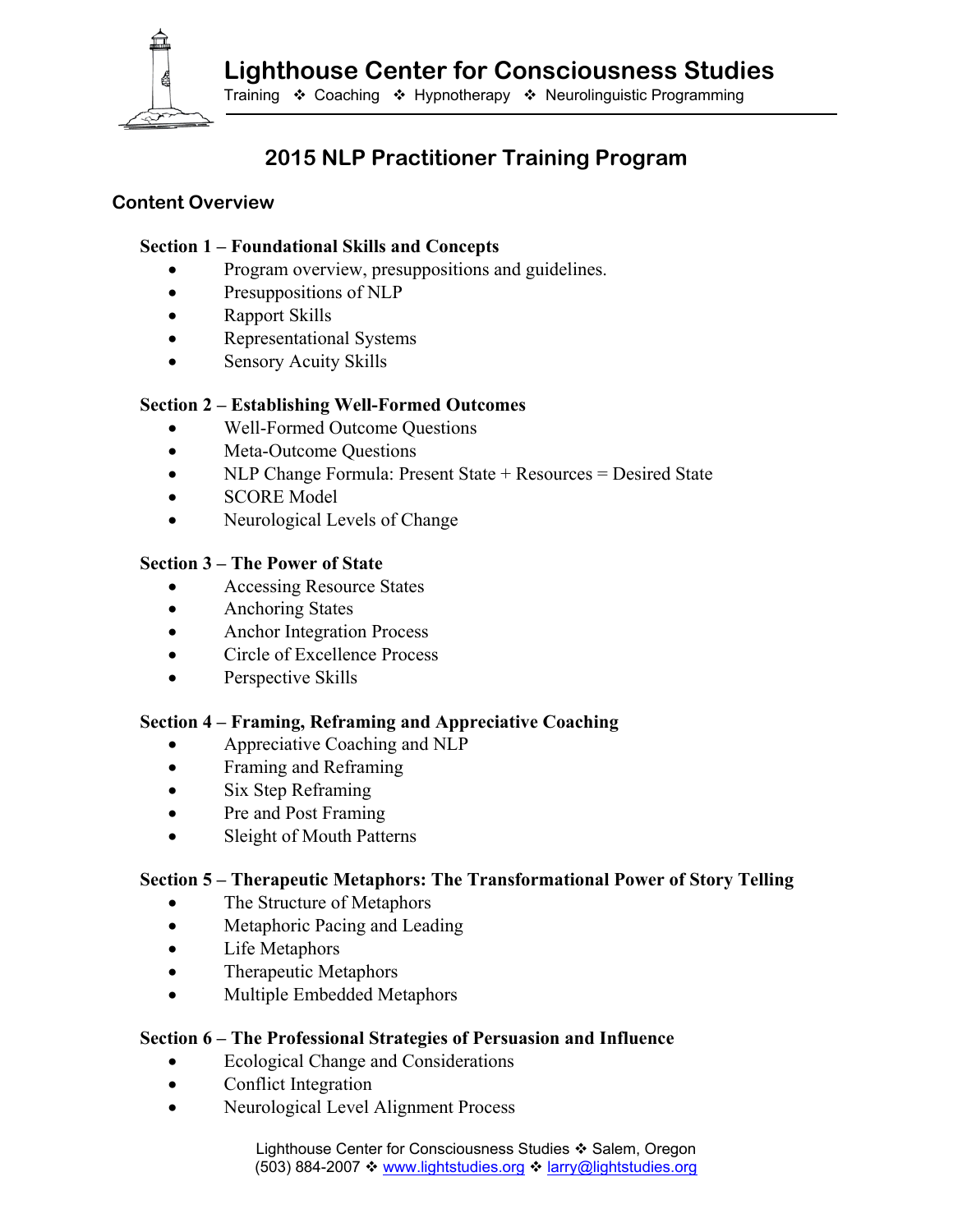# Lighthouse Center for Consciousness Studies

Training ❖ Coaching ❖ Hypnotherapy ❖ Neurolinguistic Programming

## 2015 NLP Practitioner Training Program

### Content Overview

**Section 1 – Foundational Skills and Concepts**

- Program overview, presuppositions and guidelines.
- Presuppositions of NLP
- Rapport Skills
- Representational Systems
- Sensory Acuity Skills

**Section 2 – Establishing Well-Formed Outcomes**

- Well-Formed Outcome Questions
- Meta-Outcome Questions
- NLP Change Formula: Present State + Resources = Desired State
- SCORE Model
- Neurological Levels of Change

**Section 3 – The Power of State**

- Accessing Resource States
- Anchoring States
- Anchor Integration Process
- Circle of Excellence Process
- Perspective Skills

**Section 4 – Framing, Reframing and Appreciative Coaching**

- Appreciative Coaching and NLP
- Framing and Reframing
- Six Step Reframing
- Pre and Post Framing
- Sleight of Mouth Patterns

**Section 5 – Therapeutic Metaphors: The Transformational Power of Story Telling**

- The Structure of Metaphors
- Metaphoric Pacing and Leading
- Life Metaphors
- Therapeutic Metaphors
- Multiple Embedded Metaphors

**Section 6 – The Professional Strategies of Persuasion and Influence**

- Ecological Change and Considerations
- Conflict Integration
- Neurological Level Alignment Process

Lighthouse Center for Consciousness Studies ❖ Salem, Oregon
(503) 884-2007 ❖ www.lightstudies.org ❖ larry@lightstudies.org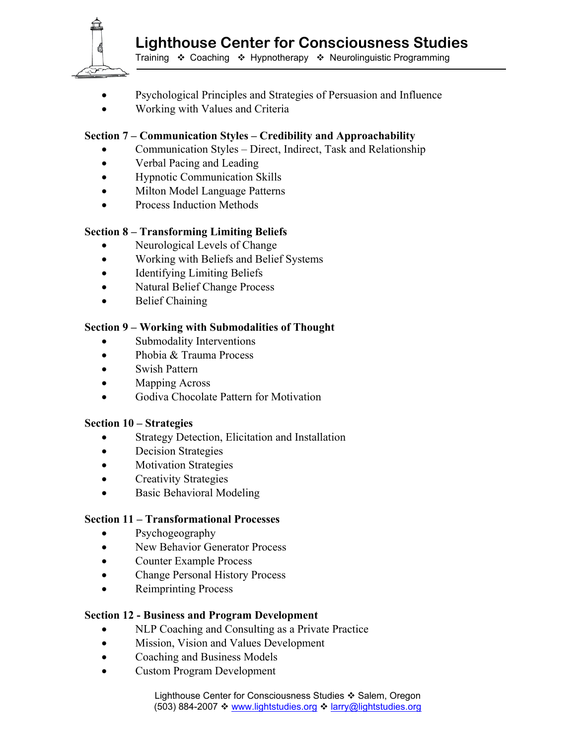- Psychological Principles and Strategies of Persuasion and Influence
- Working with Values and Criteria

**Section 7 – Communication Styles – Credibility and Approachability**

- Communication Styles – Direct, Indirect, Task and Relationship
- Verbal Pacing and Leading
- Hypnotic Communication Skills
- Milton Model Language Patterns
- Process Induction Methods

**Section 8 – Transforming Limiting Beliefs**

- Neurological Levels of Change
- Working with Beliefs and Belief Systems
- Identifying Limiting Beliefs
- Natural Belief Change Process
- Belief Chaining

**Section 9 – Working with Submodalities of Thought**

- Submodality Interventions
- Phobia & Trauma Process
- Swish Pattern
- Mapping Across
- Godiva Chocolate Pattern for Motivation

**Section 10 – Strategies**

- Strategy Detection, Elicitation and Installation
- Decision Strategies
- Motivation Strategies
- Creativity Strategies
- Basic Behavioral Modeling

**Section 11 – Transformational Processes**

- Psychogeography
- New Behavior Generator Process
- Counter Example Process
- Change Personal History Process
- Reimprinting Process

**Section 12 - Business and Program Development**

- NLP Coaching and Consulting as a Private Practice
- Mission, Vision and Values Development
- Coaching and Business Models
- Custom Program Development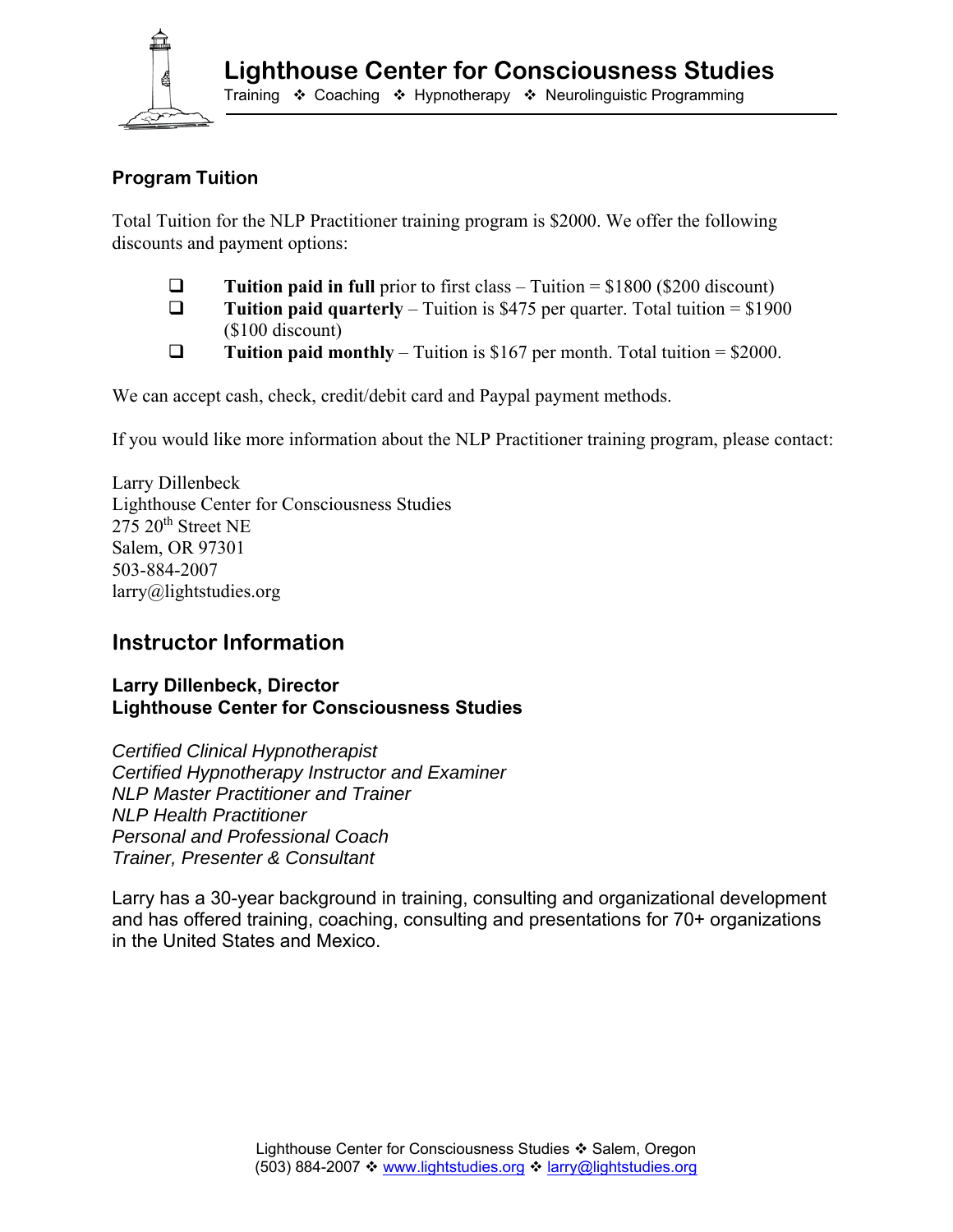## Program Tuition

Total Tuition for the NLP Practitioner training program is $2000. We offer the following discounts and payment options:

- ❑ **Tuition paid in full** prior to first class – Tuition = $1800 ($200 discount)
- ❑ **Tuition paid quarterly** – Tuition is $475 per quarter. Total tuition = $1900 ($100 discount)
- ❑ **Tuition paid monthly** – Tuition is $167 per month. Total tuition = $2000.

We can accept cash, check, credit/debit card and Paypal payment methods.

If you would like more information about the NLP Practitioner training program, please contact:

Larry Dillenbeck
Lighthouse Center for Consciousness Studies
275 20th Street NE
Salem, OR 97301
503-884-2007
larry@lightstudies.org

## Instructor Information

### Larry Dillenbeck, Director
### Lighthouse Center for Consciousness Studies

*Certified Clinical Hypnotherapist*
*Certified Hypnotherapy Instructor and Examiner*
*NLP Master Practitioner and Trainer*
*NLP Health Practitioner*
*Personal and Professional Coach*
*Trainer, Presenter & Consultant*

Larry has a 30-year background in training, consulting and organizational development and has offered training, coaching, consulting and presentations for 70+ organizations in the United States and Mexico.